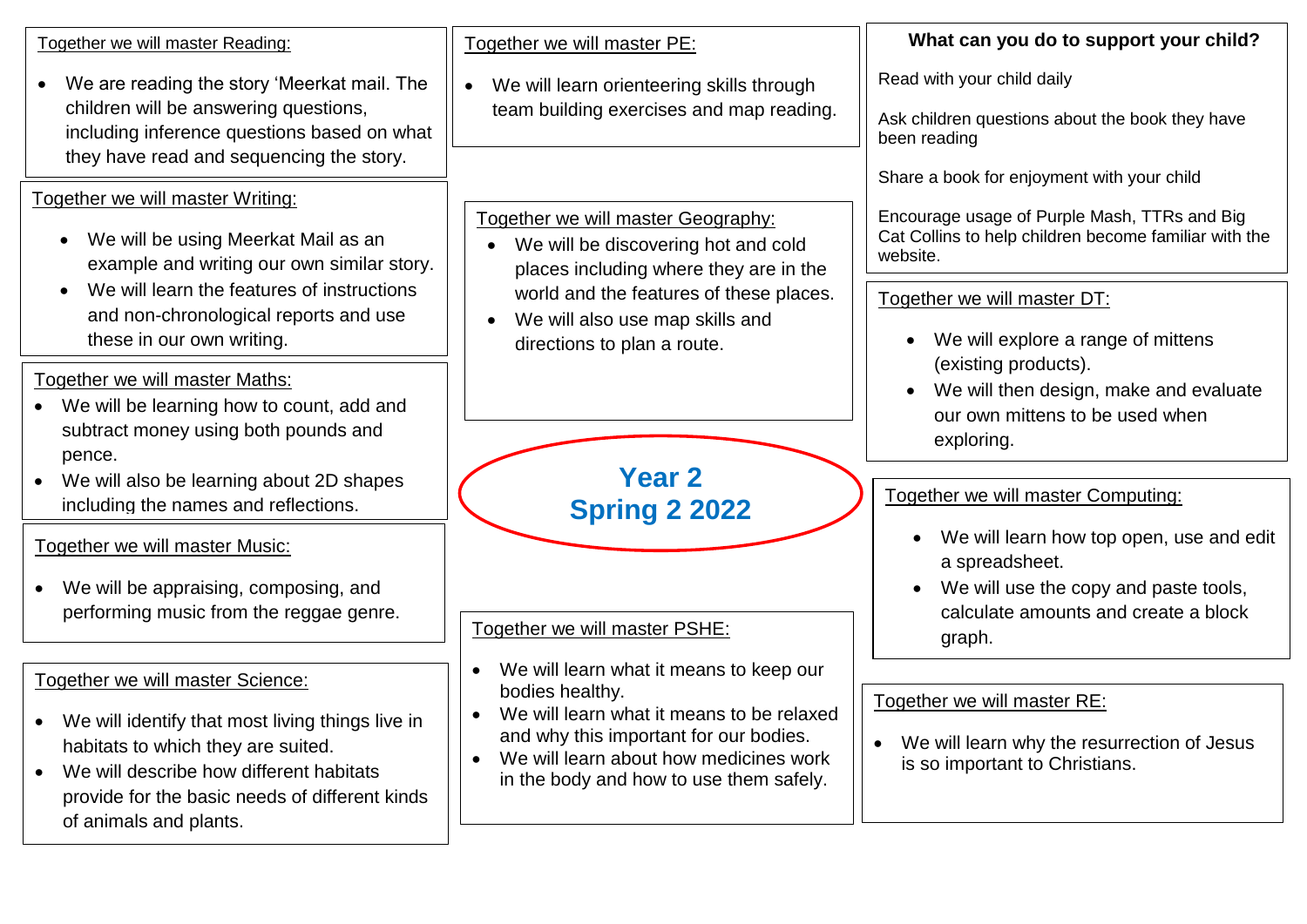# Year 2
# Spring 2 2022

## Together we will master Reading:

- We are reading the story 'Meerkat mail. The children will be answering questions, including inference questions based on what they have read and sequencing the story.

## Together we will master Writing:

- We will be using Meerkat Mail as an example and writing our own similar story.
- We will learn the features of instructions and non-chronological reports and use these in our own writing.

## Together we will master Maths:

- We will be learning how to count, add and subtract money using both pounds and pence.
- We will also be learning about 2D shapes including the names and reflections.

## Together we will master Music:

- We will be appraising, composing, and performing music from the reggae genre.

## Together we will master Science:

- We will identify that most living things live in habitats to which they are suited.
- We will describe how different habitats provide for the basic needs of different kinds of animals and plants.

## Together we will master PE:

- We will learn orienteering skills through team building exercises and map reading.

## Together we will master Geography:

- We will be discovering hot and cold places including where they are in the world and the features of these places.
- We will also use map skills and directions to plan a route.

## Together we will master PSHE:

- We will learn what it means to keep our bodies healthy.
- We will learn what it means to be relaxed and why this important for our bodies.
- We will learn about how medicines work in the body and how to use them safely.

## What can you do to support your child?

Read with your child daily

Ask children questions about the book they have been reading

Share a book for enjoyment with your child

Encourage usage of Purple Mash, TTRs and Big Cat Collins to help children become familiar with the website.

## Together we will master DT:

- We will explore a range of mittens (existing products).
- We will then design, make and evaluate our own mittens to be used when exploring.

## Together we will master Computing:

- We will learn how top open, use and edit a spreadsheet.
- We will use the copy and paste tools, calculate amounts and create a block graph.

## Together we will master RE:

- We will learn why the resurrection of Jesus is so important to Christians.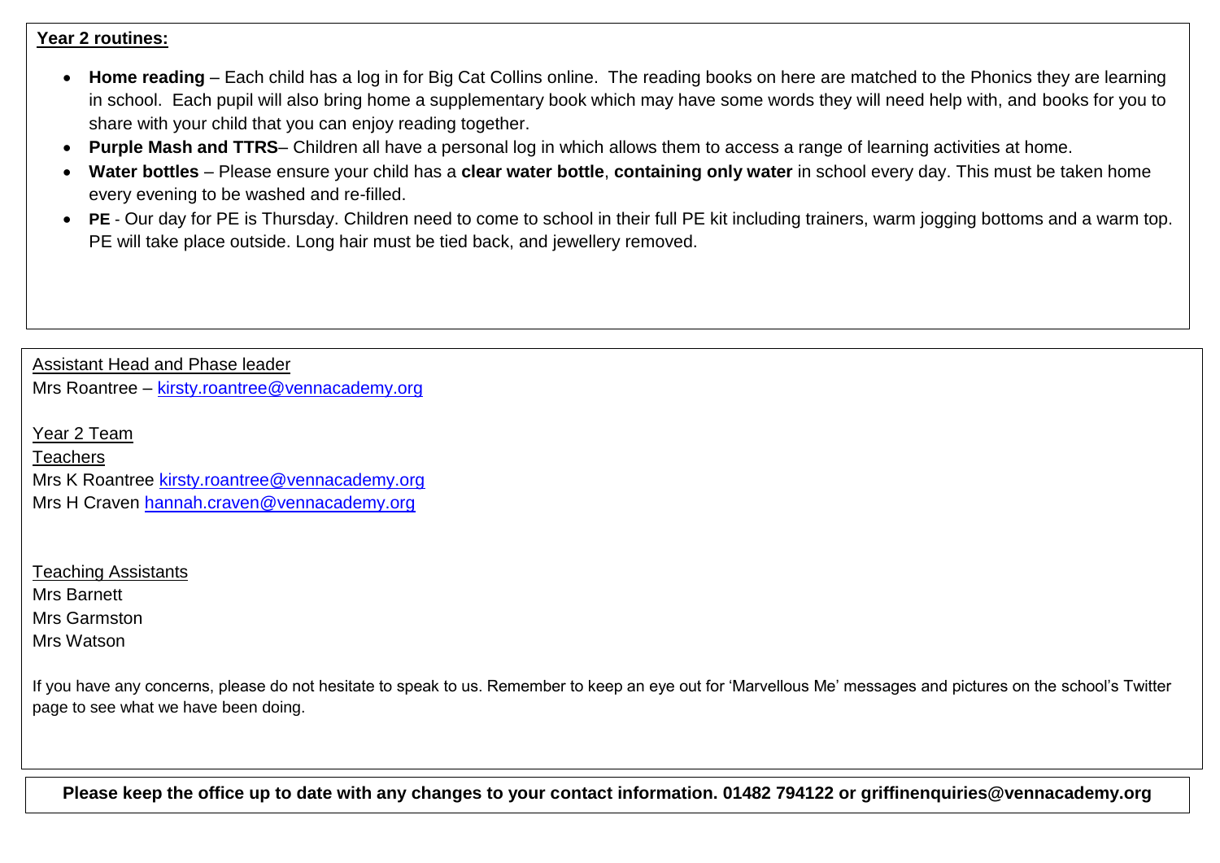**Year 2 routines:**

- **Home reading** – Each child has a log in for Big Cat Collins online. The reading books on here are matched to the Phonics they are learning in school. Each pupil will also bring home a supplementary book which may have some words they will need help with, and books for you to share with your child that you can enjoy reading together.
- **Purple Mash and TTRS**– Children all have a personal log in which allows them to access a range of learning activities at home.
- **Water bottles** – Please ensure your child has a **clear water bottle**, **containing only water** in school every day. This must be taken home every evening to be washed and re-filled.
- **PE** - Our day for PE is Thursday. Children need to come to school in their full PE kit including trainers, warm jogging bottoms and a warm top. PE will take place outside. Long hair must be tied back, and jewellery removed.

Assistant Head and Phase leader
Mrs Roantree – kirsty.roantree@vennacademy.org

Year 2 Team
Teachers
Mrs K Roantree kirsty.roantree@vennacademy.org
Mrs H Craven hannah.craven@vennacademy.org

Teaching Assistants
Mrs Barnett
Mrs Garmston
Mrs Watson

If you have any concerns, please do not hesitate to speak to us. Remember to keep an eye out for 'Marvellous Me' messages and pictures on the school's Twitter page to see what we have been doing.

**Please keep the office up to date with any changes to your contact information. 01482 794122 or griffinenquiries@vennacademy.org**